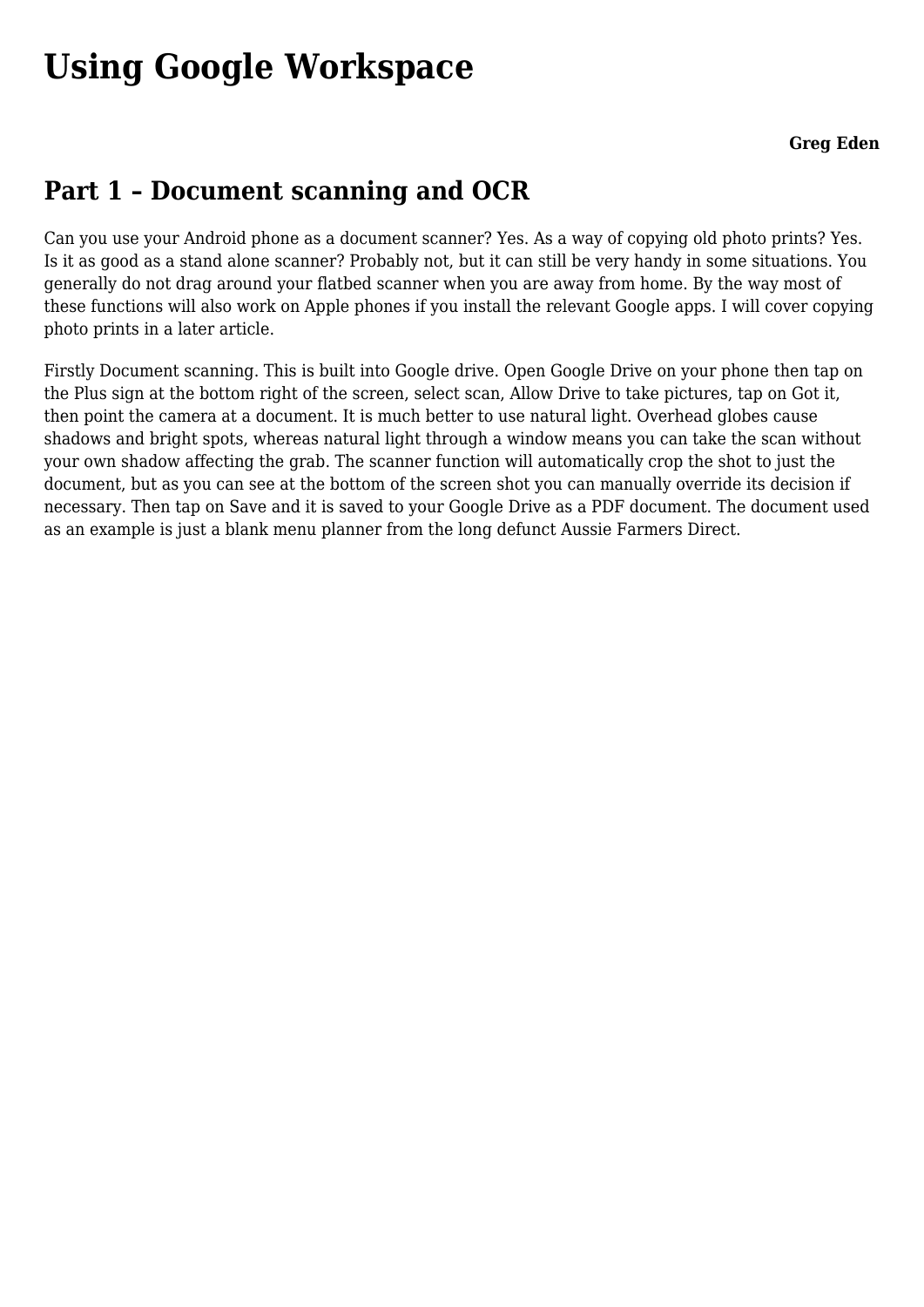# Using Google Workspace

**Greg Eden**

## Part 1 – Document scanning and OCR

Can you use your Android phone as a document scanner? Yes. As a way of copying old photo prints? Yes. Is it as good as a stand alone scanner? Probably not, but it can still be very handy in some situations. You generally do not drag around your flatbed scanner when you are away from home. By the way most of these functions will also work on Apple phones if you install the relevant Google apps. I will cover copying photo prints in a later article.

Firstly Document scanning. This is built into Google drive. Open Google Drive on your phone then tap on the Plus sign at the bottom right of the screen, select scan, Allow Drive to take pictures, tap on Got it, then point the camera at a document. It is much better to use natural light. Overhead globes cause shadows and bright spots, whereas natural light through a window means you can take the scan without your own shadow affecting the grab. The scanner function will automatically crop the shot to just the document, but as you can see at the bottom of the screen shot you can manually override its decision if necessary. Then tap on Save and it is saved to your Google Drive as a PDF document. The document used as an example is just a blank menu planner from the long defunct Aussie Farmers Direct.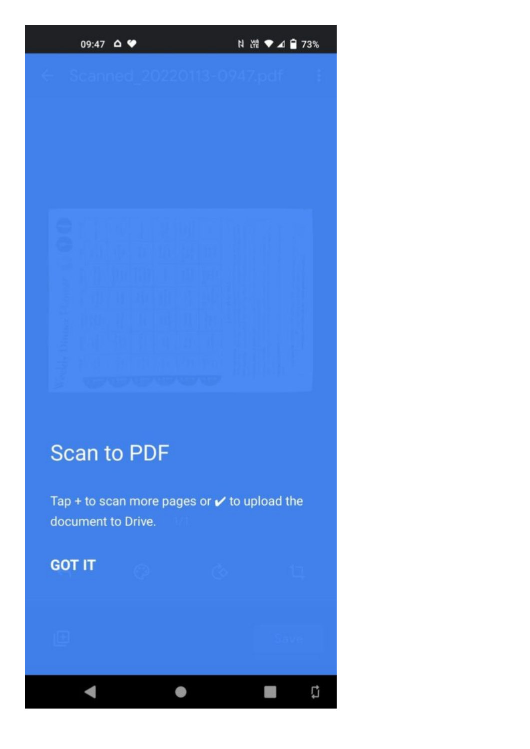## Scan to PDF

Tap + to scan more pages or ✔ to upload the document to Drive.

GOT IT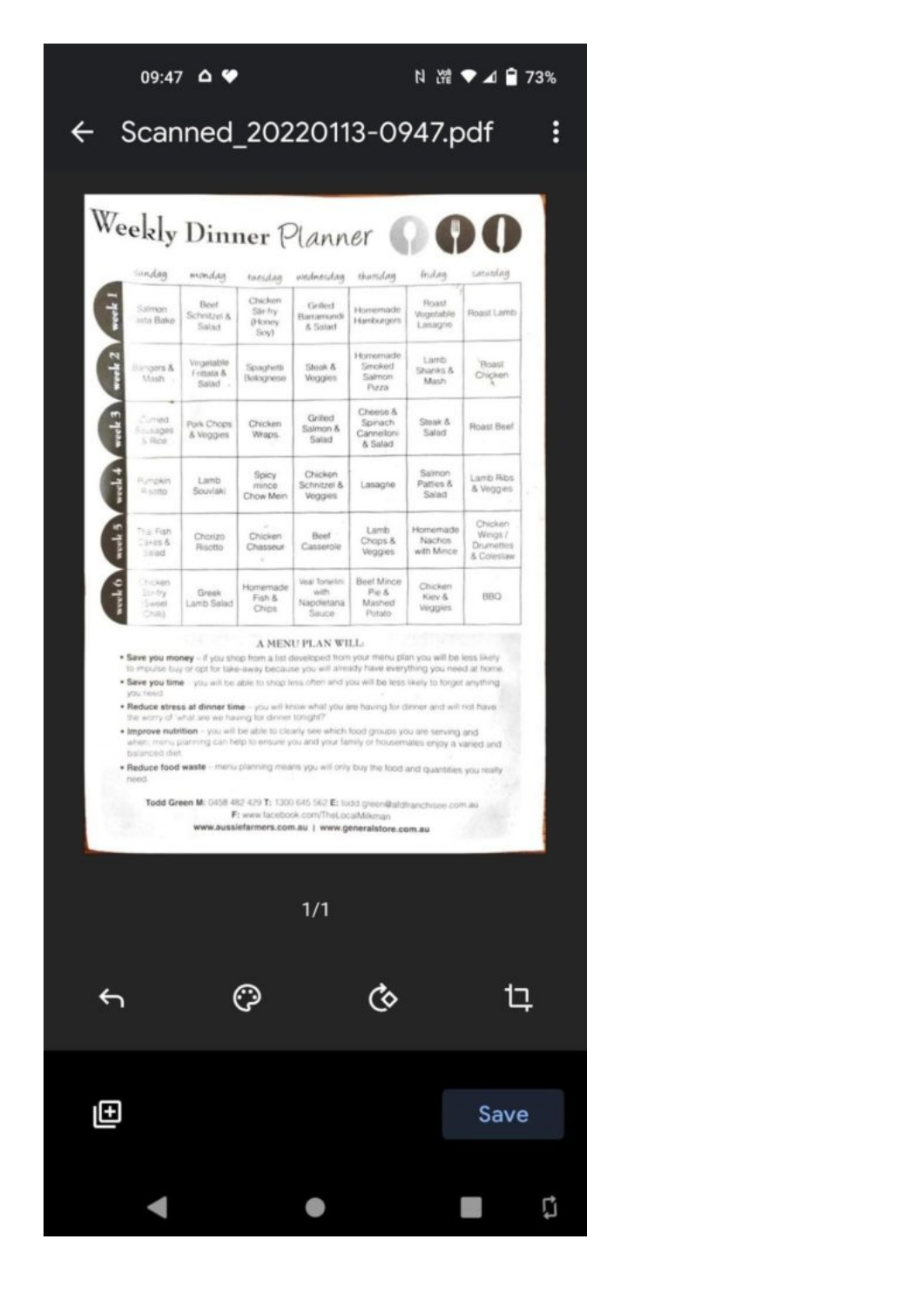# Weekly Dinner Planner

| | sunday | monday | tuesday | wednesday | thursday | friday | saturday |
|---|---|---|---|---|---|---|---|
| week 1 | Salmon Pasta Bake | Beef Schnitzel & Salad | Chicken Stir-fry (Honey Soy) | Grilled Barramundi & Salad | Homemade Hamburgers | Roast Vegetable Lasagne | Roast Lamb |
| week 2 | Bangers & Mash | Vegetable Frittata & Salad | Spaghetti Bolognese | Steak & Veggies | Homemade Smoked Salmon Pizza | Lamb Shanks & Mash | Roast Chicken |
| week 3 | Corned Sausages & Rice | Pork Chops & Veggies | Chicken Wraps | Grilled Salmon & Salad | Cheese & Spinach Cannelloni & Salad | Steak & Salad | Roast Beef |
| week 4 | Pumpkin Risotto | Lamb Souvlaki | Spicy mince Chow Mein | Chicken Schnitzel & Veggies | Lasagne | Salmon Patties & Salad | Lamb Ribs & Veggies |
| week 5 | Thai Fish Cakes & Salad | Chorizo Risotto | Chicken Chasseur | Beef Casserole | Lamb Chops & Veggies | Homemade Nachos with Mince | Chicken Wings / Drumettes & Coleslaw |
| week 6 | Chicken Stir-fry (Sweet Chili) | Greek Lamb Salad | Homemade Fish & Chips | Veal Tortellini with Napoletana Sauce | Beef Mince Pie & Mashed Potato | Chicken Kiev & Veggies | BBQ |

## A MENU PLAN WILL:

- **Save you money** – if you shop from a list developed from your menu plan you will be less likely to impulse buy or opt for take-away because you will already have everything you need at home
- **Save you time** – you will be able to shop less often and you will be less likely to forget anything you need
- **Reduce stress at dinner time** – you will know what you are having for dinner and will not have the worry of 'what are we having for dinner tonight?'
- **Improve nutrition** – you will be able to clearly see which food groups you are serving and when; menu planning can help to ensure you and your family or housemates enjoy a varied and balanced diet
- **Reduce food waste** – menu planning means you will only buy the food and quantities you really need

**Todd Green M:** 0458 482 429 **T:** 1300 645 562 **E:** todd.green@afdfranchisee.com.au
**F:** www.facebook.com/TheLocalMilkman
**www.aussiefarmers.com.au | www.generalstore.com.au**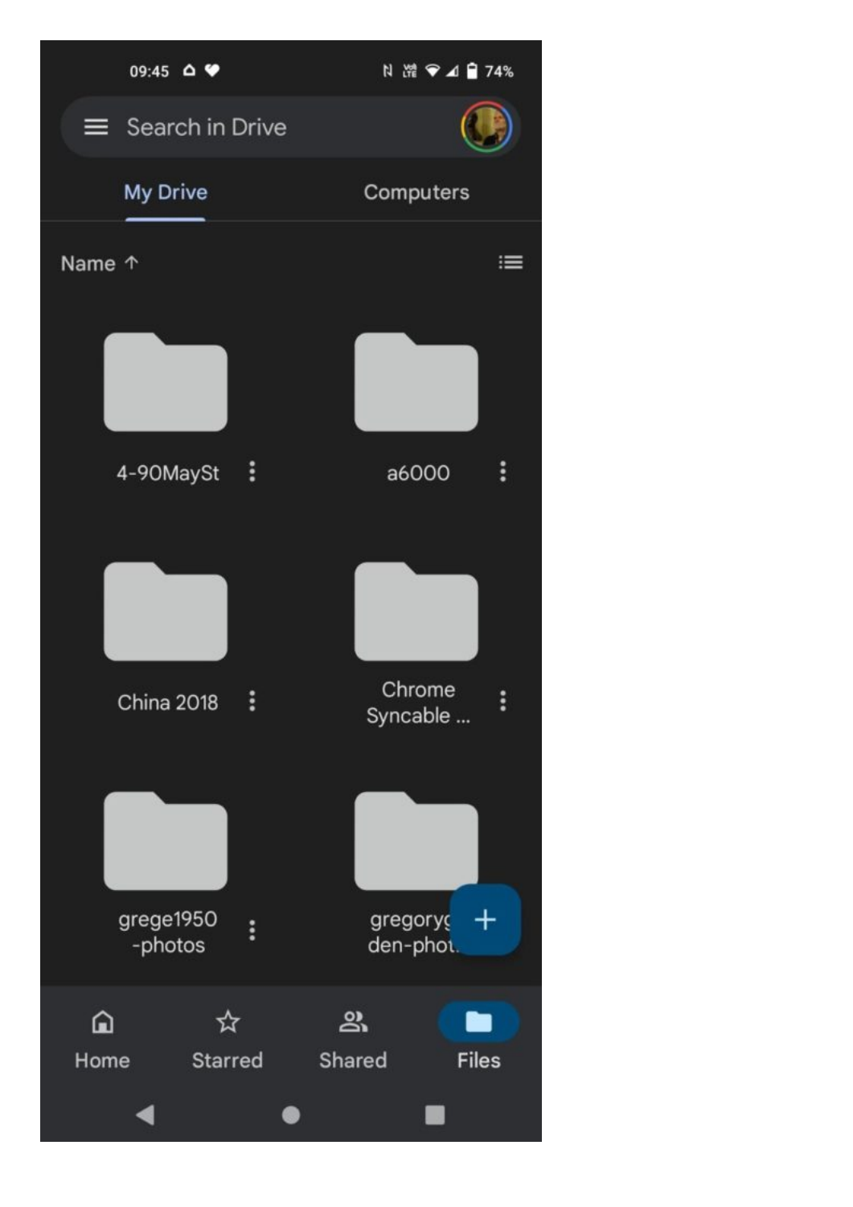09:45 74%

Search in Drive

My Drive | Computers

Name ↑

4-90MaySt

a6000

China 2018

Chrome Syncable ...

grege1950 -photos

gregoryg den-phot

Home | Starred | Shared | Files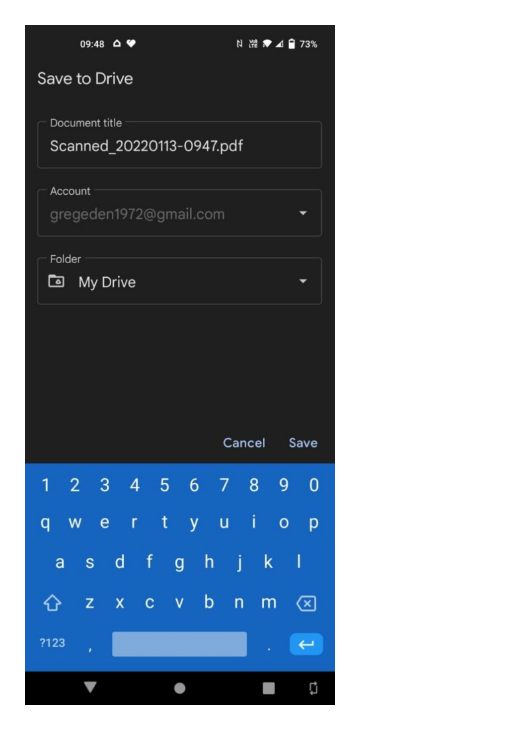09:48 73%

# Save to Drive

Document title

Scanned_20220113-0947.pdf

Account

gregeden1972@gmail.com

Folder

My Drive

Cancel Save

1 2 3 4 5 6 7 8 9 0

q w e r t y u i o p

a s d f g h j k l

z x c v b n m

?123 , .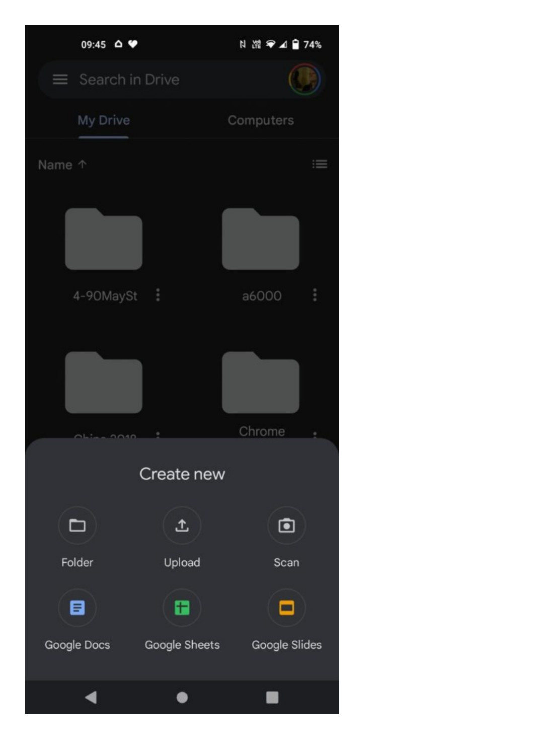09:45 74%

Search in Drive

My Drive Computers

Name ↑

4-90MaySt

a6000

China 2018

Chrome

Create new

Folder Upload Scan

Google Docs Google Sheets Google Slides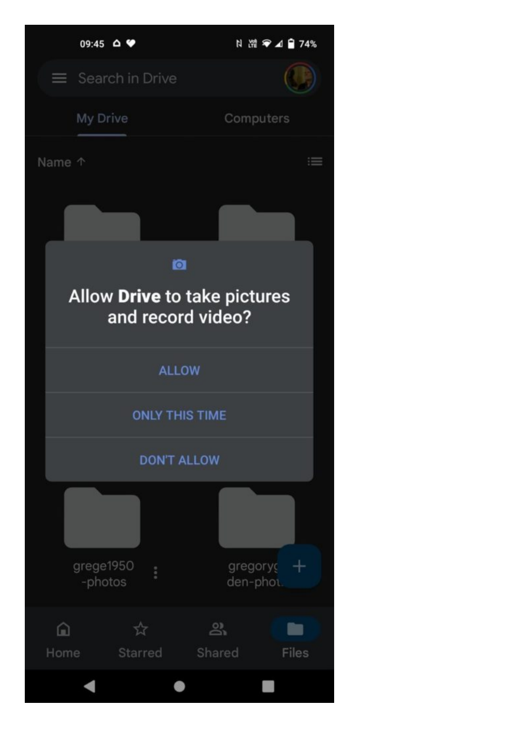09:45 74%

Search in Drive

My Drive Computers

Name ↑

Allow **Drive** to take pictures and record video?

ALLOW

ONLY THIS TIME

DON'T ALLOW

grege1950 -photos

gregoryg den-phot

Home Starred Shared Files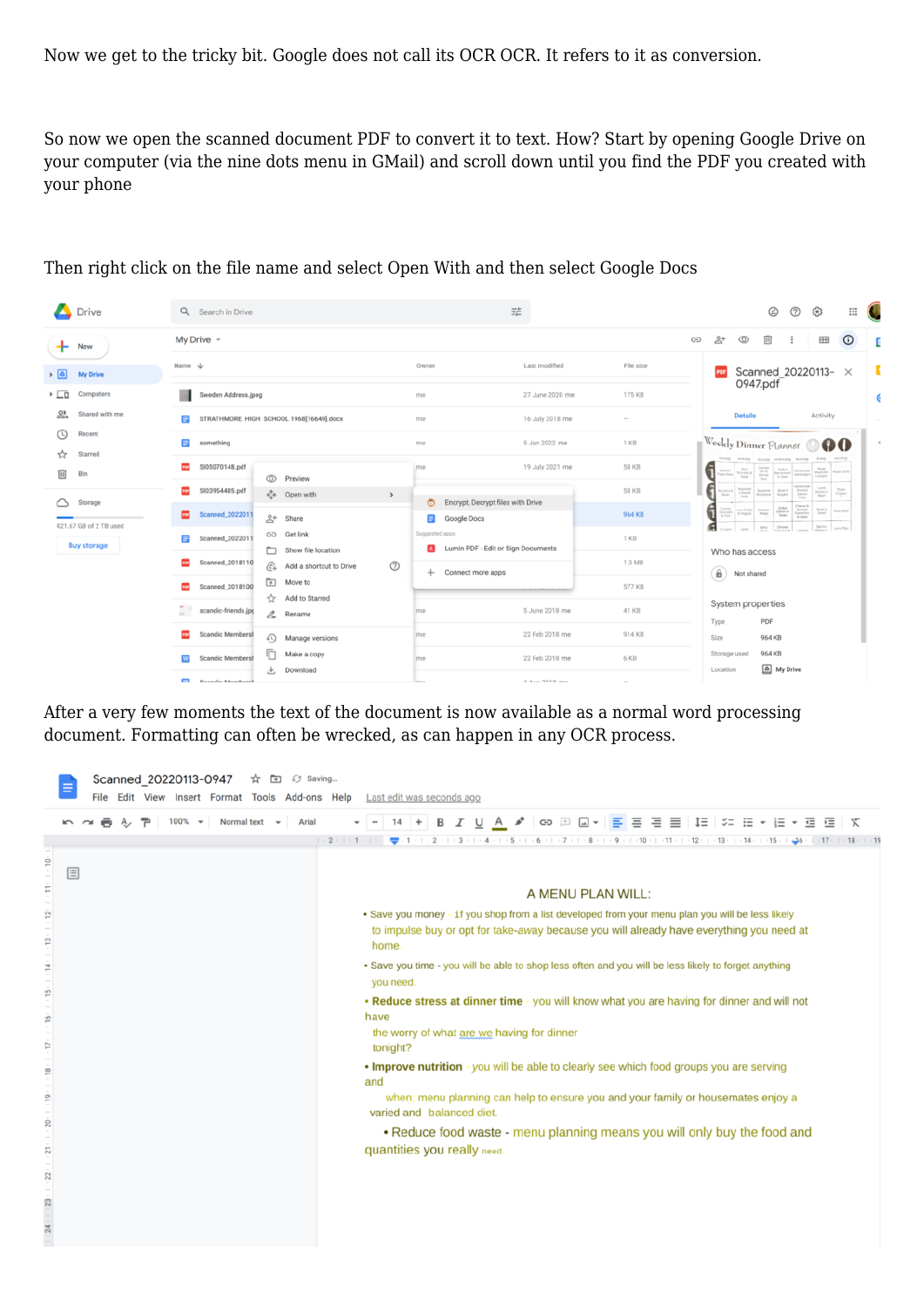Now we get to the tricky bit. Google does not call its OCR OCR. It refers to it as conversion.

So now we open the scanned document PDF to convert it to text. How? Start by opening Google Drive on your computer (via the nine dots menu in GMail) and scroll down until you find the PDF you created with your phone

Then right click on the file name and select Open With and then select Google Docs

After a very few moments the text of the document is now available as a normal word processing document. Formatting can often be wrecked, as can happen in any OCR process.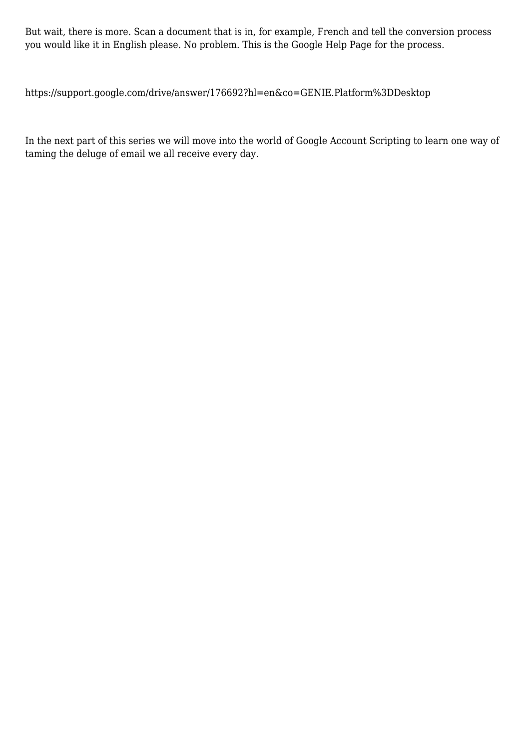But wait, there is more. Scan a document that is in, for example, French and tell the conversion process you would like it in English please. No problem. This is the Google Help Page for the process.

https://support.google.com/drive/answer/176692?hl=en&co=GENIE.Platform%3DDesktop

In the next part of this series we will move into the world of Google Account Scripting to learn one way of taming the deluge of email we all receive every day.